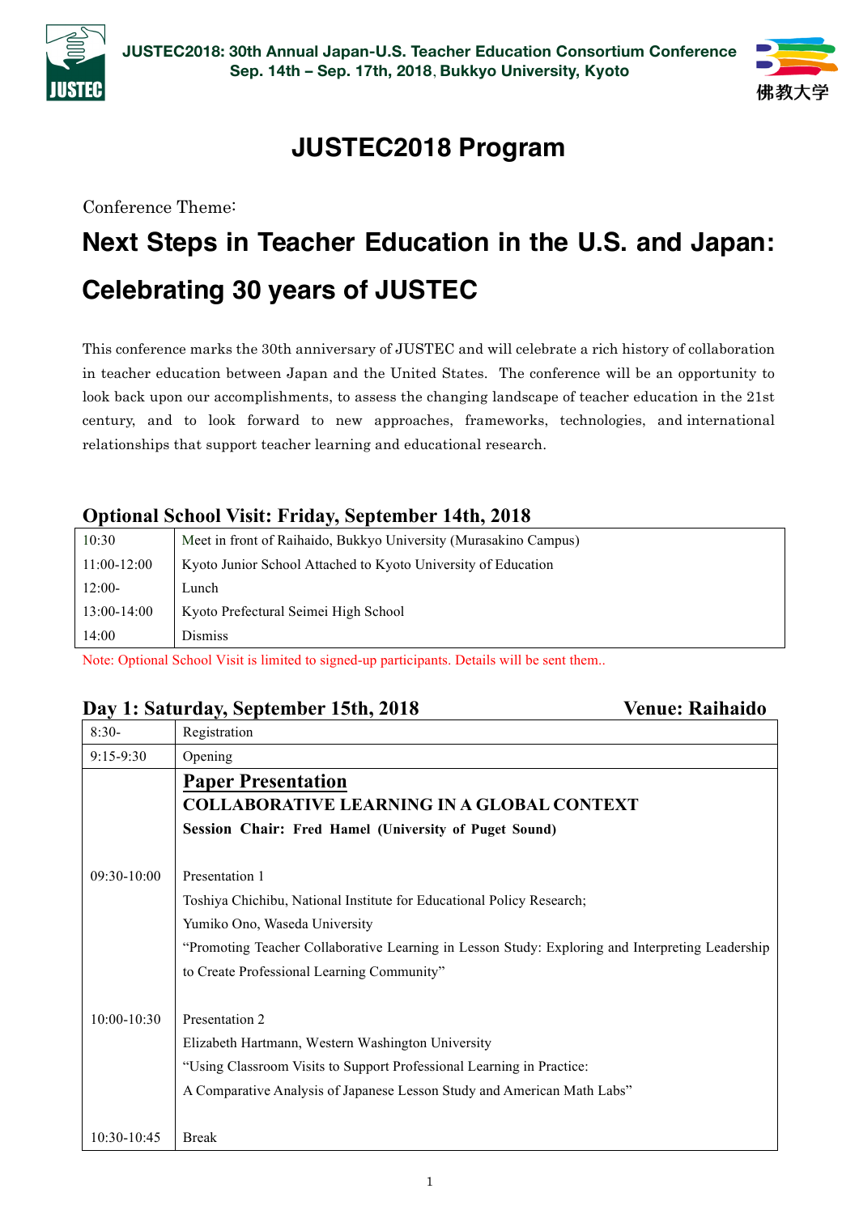JUSTEC2018: 30th Annual Japan-U.S. Teacher Education Consortium Conference
Sep. 14th – Sep. 17th, 2018, Bukkyo University, Kyoto

# JUSTEC2018 Program

Conference Theme:

## Next Steps in Teacher Education in the U.S. and Japan: Celebrating 30 years of JUSTEC

This conference marks the 30th anniversary of JUSTEC and will celebrate a rich history of collaboration in teacher education between Japan and the United States. The conference will be an opportunity to look back upon our accomplishments, to assess the changing landscape of teacher education in the 21st century, and to look forward to new approaches, frameworks, technologies, and international relationships that support teacher learning and educational research.

### Optional School Visit: Friday, September 14th, 2018

| | |
|---|---|
| 10:30 | Meet in front of Raihaido, Bukkyo University (Murasakino Campus) |
| 11:00-12:00 | Kyoto Junior School Attached to Kyoto University of Education |
| 12:00- | Lunch |
| 13:00-14:00 | Kyoto Prefectural Seimei High School |
| 14:00 | Dismiss |

Note: Optional School Visit is limited to signed-up participants. Details will be sent them..

### Day 1: Saturday, September 15th, 2018 — Venue: Raihaido

| | |
|---|---|
| 8:30- | Registration |
| 9:15-9:30 | Opening |
| | **Paper Presentation**<br>**COLLABORATIVE LEARNING IN A GLOBAL CONTEXT**<br>**Session Chair: Fred Hamel (University of Puget Sound)** |
| 09:30-10:00 | Presentation 1<br>Toshiya Chichibu, National Institute for Educational Policy Research;<br>Yumiko Ono, Waseda University<br>"Promoting Teacher Collaborative Learning in Lesson Study: Exploring and Interpreting Leadership to Create Professional Learning Community" |
| 10:00-10:30 | Presentation 2<br>Elizabeth Hartmann, Western Washington University<br>"Using Classroom Visits to Support Professional Learning in Practice: A Comparative Analysis of Japanese Lesson Study and American Math Labs" |
| 10:30-10:45 | Break |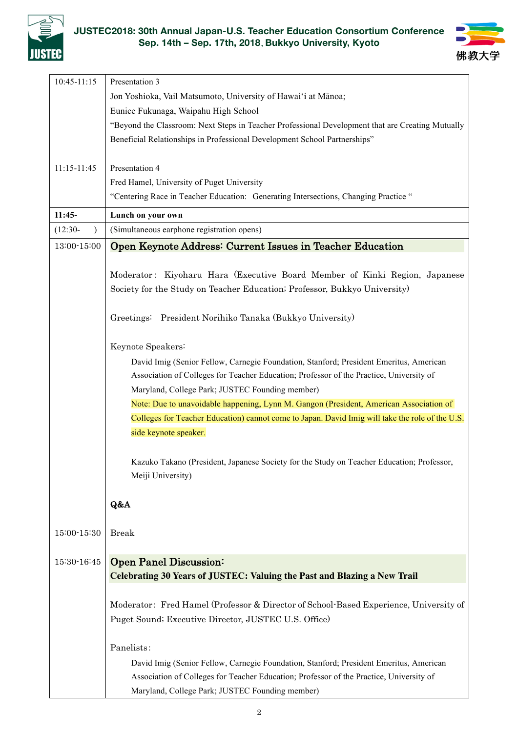| | |
|---|---|
| 10:45-11:15 | Presentation 3<br>Jon Yoshioka, Vail Matsumoto, University of Hawai'i at Mānoa;<br>Eunice Fukunaga, Waipahu High School<br>"Beyond the Classroom: Next Steps in Teacher Professional Development that are Creating Mutually Beneficial Relationships in Professional Development School Partnerships" |
| 11:15-11:45 | Presentation 4<br>Fred Hamel, University of Puget University<br>"Centering Race in Teacher Education: Generating Intersections, Changing Practice " |
| **11:45-** | **Lunch on your own** |
| (12:30- ) | (Simultaneous earphone registration opens) |
| 13:00-15:00 | **Open Keynote Address: Current Issues in Teacher Education**<br><br>Moderator: Kiyoharu Hara (Executive Board Member of Kinki Region, Japanese Society for the Study on Teacher Education; Professor, Bukkyo University)<br><br>Greetings: President Norihiko Tanaka (Bukkyo University)<br><br>Keynote Speakers:<br>David Imig (Senior Fellow, Carnegie Foundation, Stanford; President Emeritus, American Association of Colleges for Teacher Education; Professor of the Practice, University of Maryland, College Park; JUSTEC Founding member)<br>Note: Due to unavoidable happening, Lynn M. Gangon (President, American Association of Colleges for Teacher Education) cannot come to Japan. David Imig will take the role of the U.S. side keynote speaker.<br><br>Kazuko Takano (President, Japanese Society for the Study on Teacher Education; Professor, Meiji University)<br><br>**Q&A** |
| 15:00-15:30 | Break |
| 15:30-16:45 | **Open Panel Discussion:**<br>**Celebrating 30 Years of JUSTEC: Valuing the Past and Blazing a New Trail**<br><br>Moderator: Fred Hamel (Professor & Director of School-Based Experience, University of Puget Sound; Executive Director, JUSTEC U.S. Office)<br><br>Panelists:<br>David Imig (Senior Fellow, Carnegie Foundation, Stanford; President Emeritus, American Association of Colleges for Teacher Education; Professor of the Practice, University of Maryland, College Park; JUSTEC Founding member) |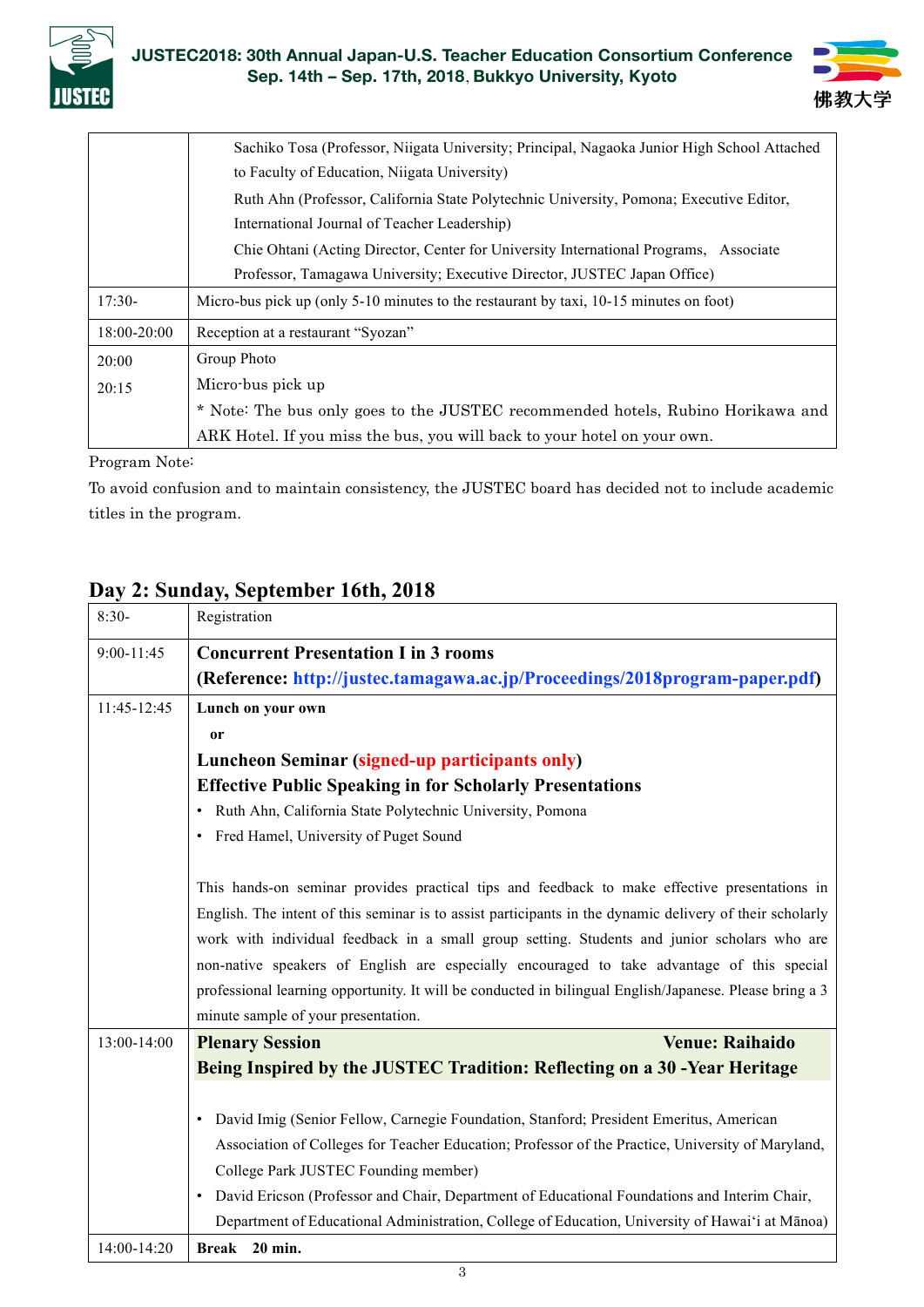| | |
|---|---|
| | Sachiko Tosa (Professor, Niigata University; Principal, Nagaoka Junior High School Attached to Faculty of Education, Niigata University)<br>Ruth Ahn (Professor, California State Polytechnic University, Pomona; Executive Editor, International Journal of Teacher Leadership)<br>Chie Ohtani (Acting Director, Center for University International Programs, Associate Professor, Tamagawa University; Executive Director, JUSTEC Japan Office) |
| 17:30- | Micro-bus pick up (only 5-10 minutes to the restaurant by taxi, 10-15 minutes on foot) |
| 18:00-20:00 | Reception at a restaurant "Syozan" |
| 20:00<br>20:15 | Group Photo<br>Micro-bus pick up<br>* Note: The bus only goes to the JUSTEC recommended hotels, Rubino Horikawa and ARK Hotel. If you miss the bus, you will back to your hotel on your own. |

Program Note:

To avoid confusion and to maintain consistency, the JUSTEC board has decided not to include academic titles in the program.

## Day 2: Sunday, September 16th, 2018

| | |
|---|---|
| 8:30- | Registration |
| 9:00-11:45 | **Concurrent Presentation I in 3 rooms**<br>**(Reference: http://justec.tamagawa.ac.jp/Proceedings/2018program-paper.pdf)** |
| 11:45-12:45 | **Lunch on your own**<br>**or**<br>**Luncheon Seminar (signed-up participants only)**<br>**Effective Public Speaking in for Scholarly Presentations**<br>• Ruth Ahn, California State Polytechnic University, Pomona<br>• Fred Hamel, University of Puget Sound<br><br>This hands-on seminar provides practical tips and feedback to make effective presentations in English. The intent of this seminar is to assist participants in the dynamic delivery of their scholarly work with individual feedback in a small group setting. Students and junior scholars who are non-native speakers of English are especially encouraged to take advantage of this special professional learning opportunity. It will be conducted in bilingual English/Japanese. Please bring a 3 minute sample of your presentation. |
| 13:00-14:00 | **Plenary Session** **Venue: Raihaido**<br>**Being Inspired by the JUSTEC Tradition: Reflecting on a 30 -Year Heritage**<br><br>• David Imig (Senior Fellow, Carnegie Foundation, Stanford; President Emeritus, American Association of Colleges for Teacher Education; Professor of the Practice, University of Maryland, College Park JUSTEC Founding member)<br>• David Ericson (Professor and Chair, Department of Educational Foundations and Interim Chair, Department of Educational Administration, College of Education, University of Hawai'i at Mānoa) |
| 14:00-14:20 | **Break 20 min.** |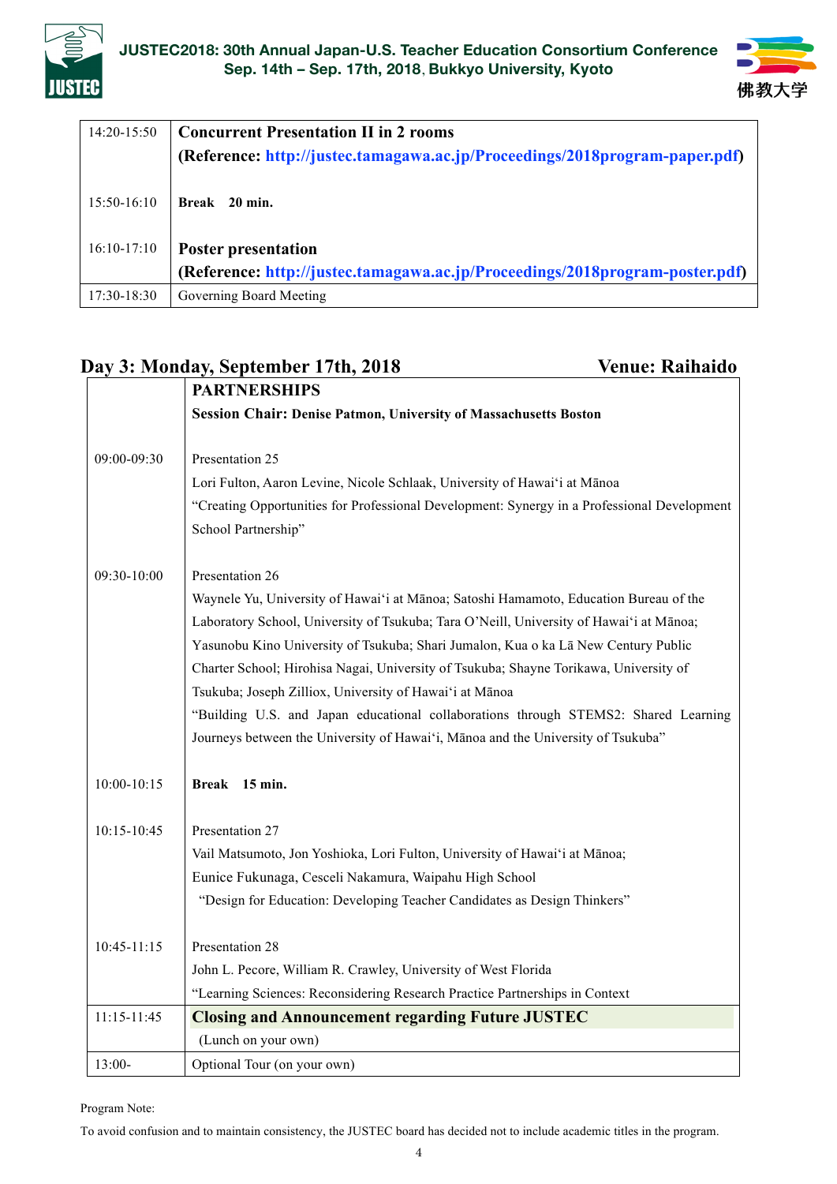| | |
|---|---|
| 14:20-15:50 | **Concurrent Presentation II in 2 rooms**<br>**(Reference: http://justec.tamagawa.ac.jp/Proceedings/2018program-paper.pdf)** |
| 15:50-16:10 | **Break 20 min.** |
| 16:10-17:10 | **Poster presentation**<br>**(Reference: http://justec.tamagawa.ac.jp/Proceedings/2018program-poster.pdf)** |
| 17:30-18:30 | Governing Board Meeting |

## Day 3: Monday, September 17th, 2018 — Venue: Raihaido

| | |
|---|---|
| | **PARTNERSHIPS**<br>**Session Chair: Denise Patmon, University of Massachusetts Boston** |
| 09:00-09:30 | Presentation 25<br>Lori Fulton, Aaron Levine, Nicole Schlaak, University of Hawai'i at Mānoa<br>"Creating Opportunities for Professional Development: Synergy in a Professional Development School Partnership" |
| 09:30-10:00 | Presentation 26<br>Waynele Yu, University of Hawai'i at Mānoa; Satoshi Hamamoto, Education Bureau of the Laboratory School, University of Tsukuba; Tara O'Neill, University of Hawai'i at Mānoa; Yasunobu Kino University of Tsukuba; Shari Jumalon, Kua o ka Lā New Century Public Charter School; Hirohisa Nagai, University of Tsukuba; Shayne Torikawa, University of Tsukuba; Joseph Zilliox, University of Hawai'i at Mānoa<br>"Building U.S. and Japan educational collaborations through STEMS2: Shared Learning Journeys between the University of Hawai'i, Mānoa and the University of Tsukuba" |
| 10:00-10:15 | **Break 15 min.** |
| 10:15-10:45 | Presentation 27<br>Vail Matsumoto, Jon Yoshioka, Lori Fulton, University of Hawai'i at Mānoa;<br>Eunice Fukunaga, Cesceli Nakamura, Waipahu High School<br>"Design for Education: Developing Teacher Candidates as Design Thinkers" |
| 10:45-11:15 | Presentation 28<br>John L. Pecore, William R. Crawley, University of West Florida<br>"Learning Sciences: Reconsidering Research Practice Partnerships in Context" |
| 11:15-11:45 | **Closing and Announcement regarding Future JUSTEC**<br>(Lunch on your own) |
| 13:00- | Optional Tour (on your own) |

Program Note:

To avoid confusion and to maintain consistency, the JUSTEC board has decided not to include academic titles in the program.